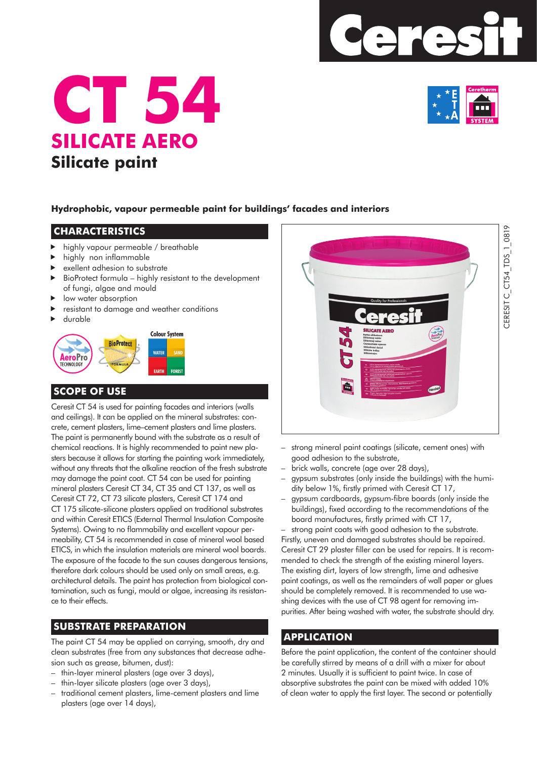# CT 54

## SILICATE AERO

## Silicate paint

**Hydrophobic, vapour permeable paint for buildings' facades and interiors**

## CHARACTERISTICS

- highly vapour permeable / breathable
- highly non inflammable
- exellent adhesion to substrate
- BioProtect formula – highly resistant to the development of fungi, algae and mould
- low water absorption
- resistant to damage and weather conditions
- durable

## SCOPE OF USE

Ceresit CT 54 is used for painting facades and interiors (walls and ceilings). It can be applied on the mineral substrates: concrete, cement plasters, lime–cement plasters and lime plasters. The paint is permanently bound with the substrate as a result of chemical reactions. It is highly recommended to paint new plasters because it allows for starting the painting work immediately, without any threats that the alkaline reaction of the fresh substrate may damage the paint coat. CT 54 can be used for painting mineral plasters Ceresit CT 34, CT 35 and CT 137, as well as Ceresit CT 72, CT 73 silicate plasters, Ceresit CT 174 and CT 175 silicate-silicone plasters applied on traditional substrates and within Ceresit ETICS (External Thermal Insulation Composite Systems). Owing to no flammability and excellent vapour permeability, CT 54 is recommended in case of mineral wool based ETICS, in which the insulation materials are mineral wool boards. The exposure of the facade to the sun causes dangerous tensions, therefore dark colours should be used only on small areas, e.g. architectural details. The paint has protection from biological contamination, such as fungi, mould or algae, increasing its resistance to their effects.

## SUBSTRATE PREPARATION

The paint CT 54 may be applied on carrying, smooth, dry and clean substrates (free from any substances that decrease adhesion such as grease, bitumen, dust):

- thin-layer mineral plasters (age over 3 days),
- thin-layer silicate plasters (age over 3 days),
- traditional cement plasters, lime-cement plasters and lime plasters (age over 14 days),
- strong mineral paint coatings (silicate, cement ones) with good adhesion to the substrate,
- brick walls, concrete (age over 28 days),
- gypsum substrates (only inside the buildings) with the humidity below 1%, firstly primed with Ceresit CT 17,
- gypsum cardboards, gypsum-fibre boards (only inside the buildings), fixed according to the recommendations of the board manufactures, firstly primed with CT 17,
- strong paint coats with good adhesion to the substrate.

Firstly, uneven and damaged substrates should be repaired. Ceresit CT 29 plaster filler can be used for repairs. It is recommended to check the strength of the existing mineral layers. The existing dirt, layers of low strength, lime and adhesive paint coatings, as well as the remainders of wall paper or glues should be completely removed. It is recommended to use washing devices with the use of CT 98 agent for removing impurities. After being washed with water, the substrate should dry.

## APPLICATION

Before the paint application, the content of the container should be carefully stirred by means of a drill with a mixer for about 2 minutes. Usually it is sufficient to paint twice. In case of absorptive substrates the paint can be mixed with added 10% of clean water to apply the first layer. The second or potentially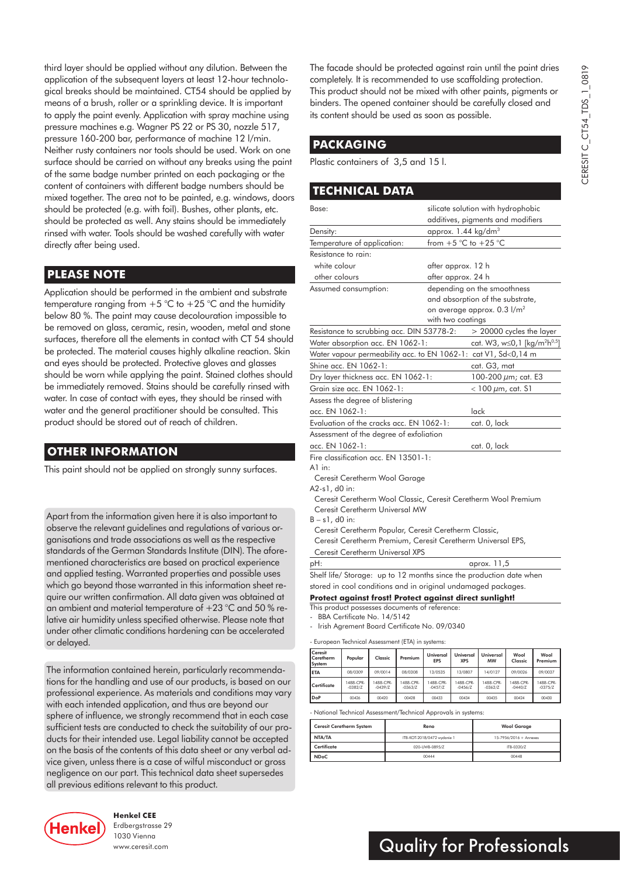third layer should be applied without any dilution. Between the application of the subsequent layers at least 12-hour technological breaks should be maintained. CT54 should be applied by means of a brush, roller or a sprinkling device. It is important to apply the paint evenly. Application with spray machine using pressure machines e.g. Wagner PS 22 or PS 30, nozzle 517, pressure 160-200 bar, performance of machine 12 l/min. Neither rusty containers nor tools should be used. Work on one surface should be carried on without any breaks using the paint of the same badge number printed on each packaging or the content of containers with different badge numbers should be mixed together. The area not to be painted, e.g. windows, doors should be protected (e.g. with foil). Bushes, other plants, etc. should be protected as well. Any stains should be immediately rinsed with water. Tools should be washed carefully with water directly after being used.

## PLEASE NOTE

Application should be performed in the ambient and substrate temperature ranging from +5 °C to +25 °C and the humidity below 80 %. The paint may cause decolouration impossible to be removed on glass, ceramic, resin, wooden, metal and stone surfaces, therefore all the elements in contact with CT 54 should be protected. The material causes highly alkaline reaction. Skin and eyes should be protected. Protective gloves and glasses should be worn while applying the paint. Stained clothes should be immediately removed. Stains should be carefully rinsed with water. In case of contact with eyes, they should be rinsed with water and the general practitioner should be consulted. This product should be stored out of reach of children.

## OTHER INFORMATION

This paint should not be applied on strongly sunny surfaces.

Apart from the information given here it is also important to observe the relevant guidelines and regulations of various organisations and trade associations as well as the respective standards of the German Standards Institute (DIN). The aforementioned characteristics are based on practical experience and applied testing. Warranted properties and possible uses which go beyond those warranted in this information sheet require our written confirmation. All data given was obtained at an ambient and material temperature of +23 °C and 50 % relative air humidity unless specified otherwise. Please note that under other climatic conditions hardening can be accelerated or delayed.

The information contained herein, particularly recommendations for the handling and use of our products, is based on our professional experience. As materials and conditions may vary with each intended application, and thus are beyond our sphere of influence, we strongly recommend that in each case sufficient tests are conducted to check the suitability of our products for their intended use. Legal liability cannot be accepted on the basis of the contents of this data sheet or any verbal advice given, unless there is a case of wilful misconduct or gross negligence on our part. This technical data sheet supersedes all previous editions relevant to this product.

The facade should be protected against rain until the paint dries completely. It is recommended to use scaffolding protection. This product should not be mixed with other paints, pigments or binders. The opened container should be carefully closed and its content should be used as soon as possible.

## PACKAGING

Plastic containers of 3,5 and 15 l.

## TECHNICAL DATA

| | |
|---|---|
| Base: | silicate solution with hydrophobic additives, pigments and modifiers |
| Density: | approx. 1.44 kg/dm³ |
| Temperature of application: | from +5 °C to +25 °C |
| Resistance to rain: | |
| white colour | after approx. 12 h |
| other colours | after approx. 24 h |
| Assumed consumption: | depending on the smoothness and absorption of the substrate, on average approx. 0.3 l/m² with two coatings |
| Resistance to scrubbing acc. DIN 53778-2: | > 20000 cycles the layer |
| Water absorption acc. EN 1062-1: | cat. W3, w≤0,1 [kg/m²h^0.5] |
| Water vapour permeability acc. to EN 1062-1: | cat V1, Sd<0,14 m |
| Shine acc. EN 1062-1: | cat. G3, mat |
| Dry layer thickness acc. EN 1062-1: | 100-200 μm; cat. E3 |
| Grain size acc. EN 1062-1: | < 100 μm, cat. S1 |
| Assess the degree of blistering acc. EN 1062-1: | lack |
| Evaluation of the cracks acc. EN 1062-1: | cat. 0, lack |
| Assessment of the degree of exfoliation acc. EN 1062-1: | cat. 0, lack |

Fire classification acc. EN 13501-1:

A1 in:
Ceresit Ceretherm Wool Garage

A2-s1, d0 in:
Ceresit Ceretherm Wool Classic, Ceresit Ceretherm Wool Premium
Ceresit Ceretherm Universal MW

B – s1, d0 in:
Ceresit Ceretherm Popular, Ceresit Ceretherm Classic,
Ceresit Ceretherm Premium, Ceresit Ceretherm Universal EPS,
Ceresit Ceretherm Universal XPS

| | |
|---|---|
| pH: | aprox. 11,5 |

Shelf life/ Storage: up to 12 months since the production date when stored in cool conditions and in original undamaged packages.

**Protect against frost! Protect against direct sunlight!**

This product possesses documents of reference:
- BBA Certificate No. 14/5142
- Irish Agrement Board Certificate No. 09/0340

- European Technical Assessment (ETA) in systems:

| Ceresit Ceretherm System | Popular | Classic | Premium | Universal EPS | Universal XPS | Universal MW | Wool Classic | Wool Premium |
|---|---|---|---|---|---|---|---|---|
| ETA | 08/0309 | 09/0014 | 08/0308 | 13/0535 | 13/0807 | 14/0127 | 09/0026 | 09/0037 |
| Certificate | 1488-CPR-0382/Z | 1488-CPR-0439/Z | 1488-CPR-0363/Z | 1488-CPR-0457/Z | 1488-CPR-0456/Z | 1488-CPR-0362/Z | 1488-CPR-0440/Z | 1488-CPR-0375/Z |
| DoP | 00426 | 00420 | 00428 | 00433 | 00434 | 00435 | 00424 | 00430 |

- National Technical Assessment/Technical Approvals in systems:

| Ceresit Ceretherm System | Reno | Wool Garage |
|---|---|---|
| NTA/TA | ITB-KOT-2018/0472 wydanie 1 | 15-7956/2016 + Annexes |
| Certificate | 020-UWB-0895/Z | ITB-0320/Z |
| NDoC | 00444 | 00448 |

**Henkel CEE**
Erdbergstrasse 29
1030 Vienna
www.ceresit.com

Quality for Professionals